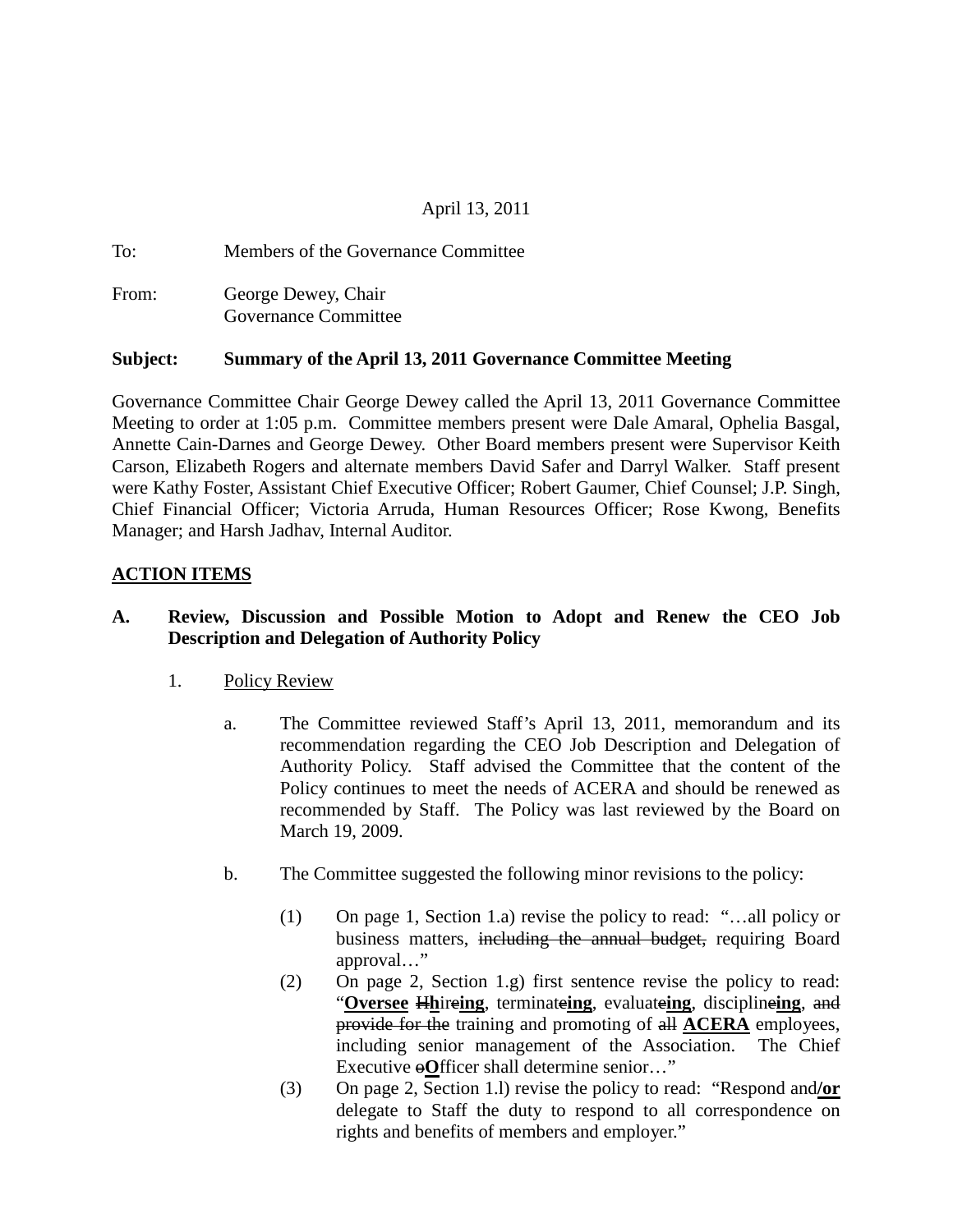April 13, 2011

To: Members of the Governance Committee

From: George Dewey, Chair
Governance Committee

**Subject: Summary of the April 13, 2011 Governance Committee Meeting**

Governance Committee Chair George Dewey called the April 13, 2011 Governance Committee Meeting to order at 1:05 p.m. Committee members present were Dale Amaral, Ophelia Basgal, Annette Cain-Darnes and George Dewey. Other Board members present were Supervisor Keith Carson, Elizabeth Rogers and alternate members David Safer and Darryl Walker. Staff present were Kathy Foster, Assistant Chief Executive Officer; Robert Gaumer, Chief Counsel; J.P. Singh, Chief Financial Officer; Victoria Arruda, Human Resources Officer; Rose Kwong, Benefits Manager; and Harsh Jadhav, Internal Auditor.

## ACTION ITEMS

### A. Review, Discussion and Possible Motion to Adopt and Renew the CEO Job Description and Delegation of Authority Policy

1. Policy Review

   a. The Committee reviewed Staff's April 13, 2011, memorandum and its recommendation regarding the CEO Job Description and Delegation of Authority Policy. Staff advised the Committee that the content of the Policy continues to meet the needs of ACERA and should be renewed as recommended by Staff. The Policy was last reviewed by the Board on March 19, 2009.

   b. The Committee suggested the following minor revisions to the policy:

      (1) On page 1, Section 1.a) revise the policy to read: "…all policy or business matters, ~~including the annual budget,~~ requiring Board approval…"

      (2) On page 2, Section 1.g) first sentence revise the policy to read: "**Oversee** ~~H~~**h**ir~~e~~**ing**, terminat~~e~~**ing**, evaluat~~e~~**ing**, disciplin~~e~~**ing**, ~~and provide for the~~ training and promoting of ~~all~~ **ACERA** employees, including senior management of the Association. The Chief Executive ~~o~~**O**fficer shall determine senior…"

      (3) On page 2, Section 1.l) revise the policy to read: "Respond and**/or** delegate to Staff the duty to respond to all correspondence on rights and benefits of members and employer."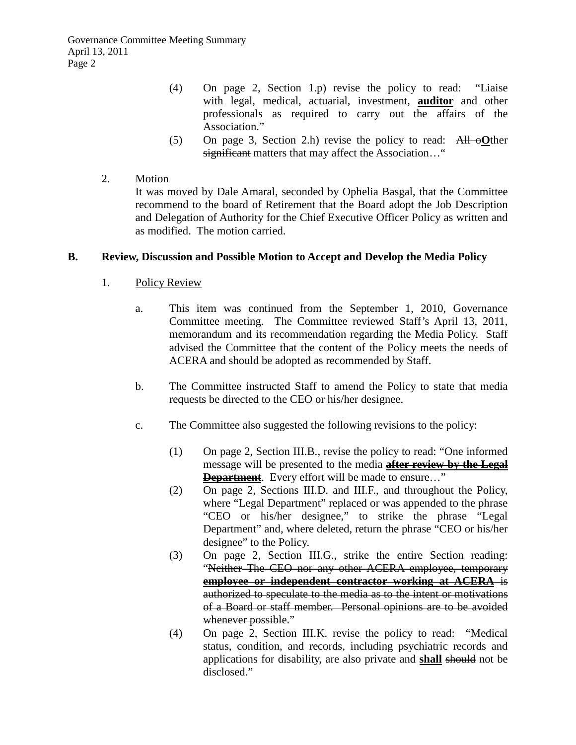(4) On page 2, Section 1.p) revise the policy to read: "Liaise with legal, medical, actuarial, investment, **auditor** and other professionals as required to carry out the affairs of the Association."

(5) On page 3, Section 2.h) revise the policy to read: ~~All o~~**O**ther ~~significant~~ matters that may affect the Association…"

2. Motion

It was moved by Dale Amaral, seconded by Ophelia Basgal, that the Committee recommend to the board of Retirement that the Board adopt the Job Description and Delegation of Authority for the Chief Executive Officer Policy as written and as modified. The motion carried.

**B. Review, Discussion and Possible Motion to Accept and Develop the Media Policy**

1. Policy Review

a. This item was continued from the September 1, 2010, Governance Committee meeting. The Committee reviewed Staff's April 13, 2011, memorandum and its recommendation regarding the Media Policy. Staff advised the Committee that the content of the Policy meets the needs of ACERA and should be adopted as recommended by Staff.

b. The Committee instructed Staff to amend the Policy to state that media requests be directed to the CEO or his/her designee.

c. The Committee also suggested the following revisions to the policy:

(1) On page 2, Section III.B., revise the policy to read: "One informed message will be presented to the media **~~after review by the Legal Department~~**. Every effort will be made to ensure…"

(2) On page 2, Sections III.D. and III.F., and throughout the Policy, where "Legal Department" replaced or was appended to the phrase "CEO or his/her designee," to strike the phrase "Legal Department" and, where deleted, return the phrase "CEO or his/her designee" to the Policy.

(3) On page 2, Section III.G., strike the entire Section reading: "~~Neither The CEO nor any other ACERA employee, temporary~~ **~~employee or independent contractor working at ACERA~~** ~~is authorized to speculate to the media as to the intent or motivations of a Board or staff member. Personal opinions are to be avoided whenever possible.~~"

(4) On page 2, Section III.K. revise the policy to read: "Medical status, condition, and records, including psychiatric records and applications for disability, are also private and **shall** ~~should~~ not be disclosed."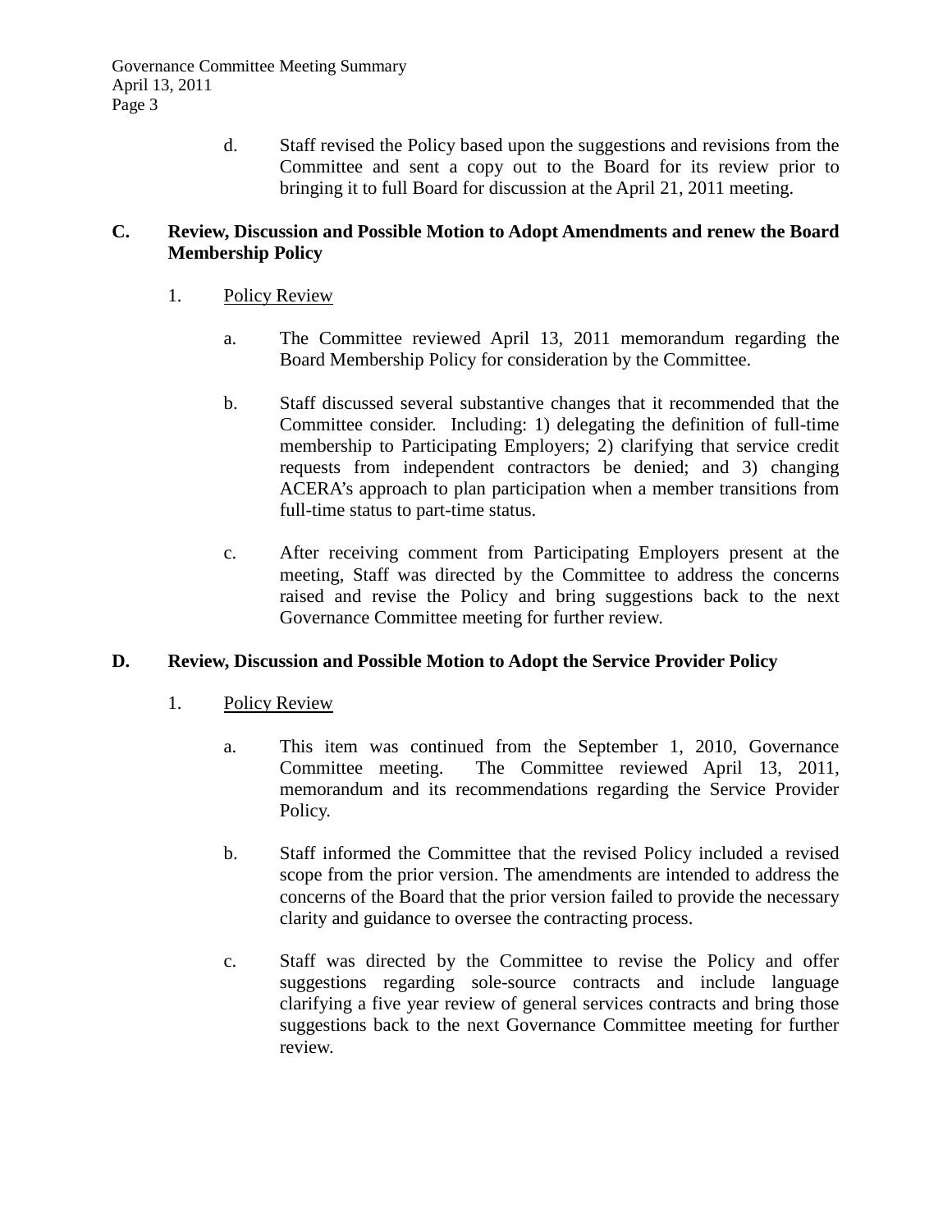d. Staff revised the Policy based upon the suggestions and revisions from the Committee and sent a copy out to the Board for its review prior to bringing it to full Board for discussion at the April 21, 2011 meeting.

**C. Review, Discussion and Possible Motion to Adopt Amendments and renew the Board Membership Policy**

1. Policy Review

   a. The Committee reviewed April 13, 2011 memorandum regarding the Board Membership Policy for consideration by the Committee.

   b. Staff discussed several substantive changes that it recommended that the Committee consider. Including: 1) delegating the definition of full-time membership to Participating Employers; 2) clarifying that service credit requests from independent contractors be denied; and 3) changing ACERA's approach to plan participation when a member transitions from full-time status to part-time status.

   c. After receiving comment from Participating Employers present at the meeting, Staff was directed by the Committee to address the concerns raised and revise the Policy and bring suggestions back to the next Governance Committee meeting for further review.

**D. Review, Discussion and Possible Motion to Adopt the Service Provider Policy**

1. Policy Review

   a. This item was continued from the September 1, 2010, Governance Committee meeting. The Committee reviewed April 13, 2011, memorandum and its recommendations regarding the Service Provider Policy.

   b. Staff informed the Committee that the revised Policy included a revised scope from the prior version. The amendments are intended to address the concerns of the Board that the prior version failed to provide the necessary clarity and guidance to oversee the contracting process.

   c. Staff was directed by the Committee to revise the Policy and offer suggestions regarding sole-source contracts and include language clarifying a five year review of general services contracts and bring those suggestions back to the next Governance Committee meeting for further review.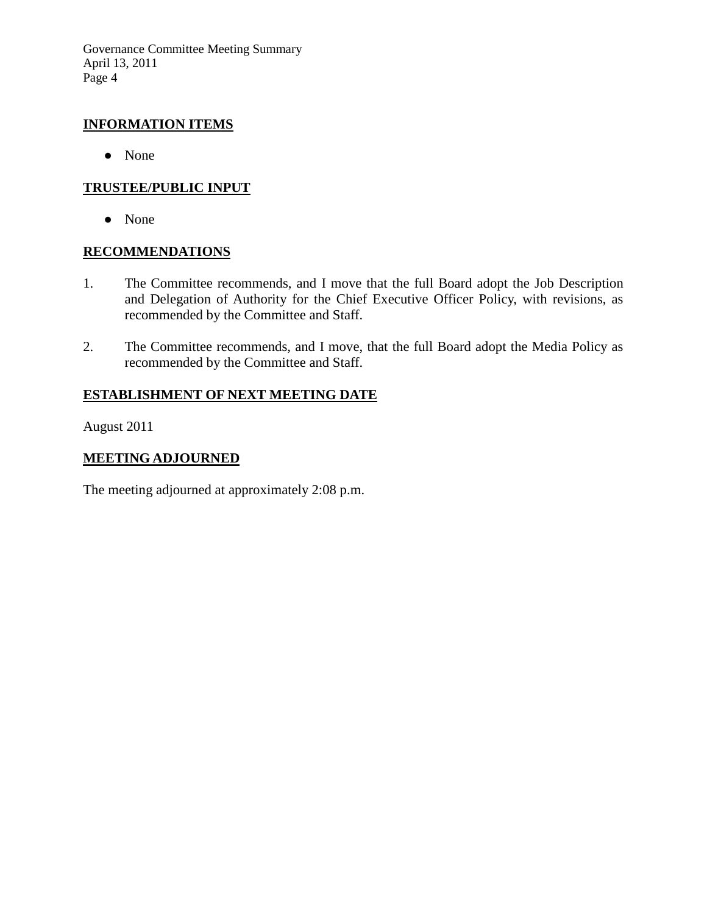## INFORMATION ITEMS

- None

## TRUSTEE/PUBLIC INPUT

- None

## RECOMMENDATIONS

1. The Committee recommends, and I move that the full Board adopt the Job Description and Delegation of Authority for the Chief Executive Officer Policy, with revisions, as recommended by the Committee and Staff.

2. The Committee recommends, and I move, that the full Board adopt the Media Policy as recommended by the Committee and Staff.

## ESTABLISHMENT OF NEXT MEETING DATE

August 2011

## MEETING ADJOURNED

The meeting adjourned at approximately 2:08 p.m.